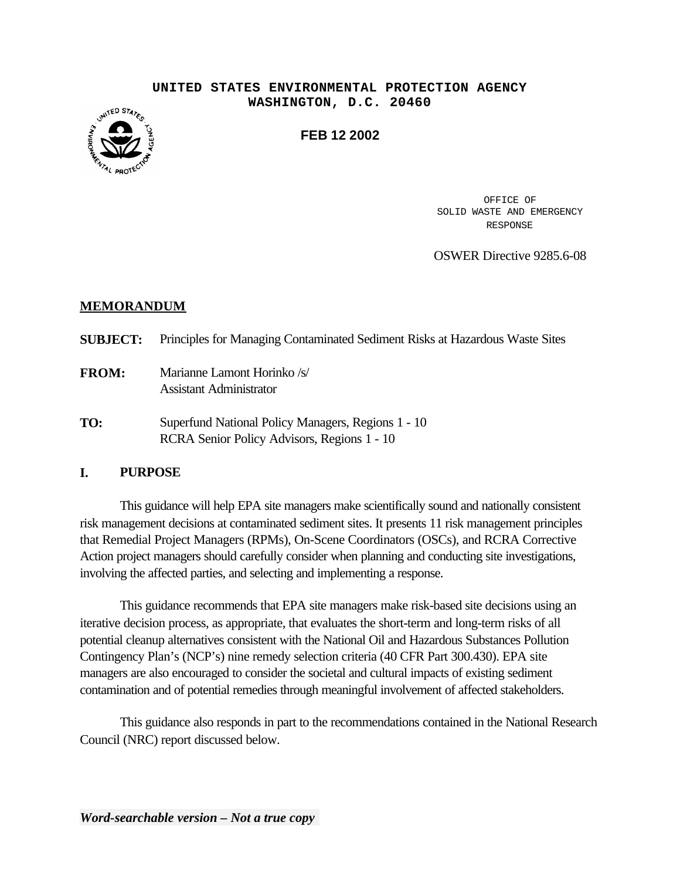**UNITED STATES ENVIRONMENTAL PROTECTION AGENCY**
**WASHINGTON, D.C. 20460**

**FEB 12 2002**

OFFICE OF
SOLID WASTE AND EMERGENCY
RESPONSE

OSWER Directive 9285.6-08

## MEMORANDUM

**SUBJECT:** Principles for Managing Contaminated Sediment Risks at Hazardous Waste Sites

**FROM:** Marianne Lamont Horinko /s/
Assistant Administrator

**TO:** Superfund National Policy Managers, Regions 1 - 10
RCRA Senior Policy Advisors, Regions 1 - 10

## I. PURPOSE

This guidance will help EPA site managers make scientifically sound and nationally consistent risk management decisions at contaminated sediment sites. It presents 11 risk management principles that Remedial Project Managers (RPMs), On-Scene Coordinators (OSCs), and RCRA Corrective Action project managers should carefully consider when planning and conducting site investigations, involving the affected parties, and selecting and implementing a response.

This guidance recommends that EPA site managers make risk-based site decisions using an iterative decision process, as appropriate, that evaluates the short-term and long-term risks of all potential cleanup alternatives consistent with the National Oil and Hazardous Substances Pollution Contingency Plan's (NCP's) nine remedy selection criteria (40 CFR Part 300.430). EPA site managers are also encouraged to consider the societal and cultural impacts of existing sediment contamination and of potential remedies through meaningful involvement of affected stakeholders.

This guidance also responds in part to the recommendations contained in the National Research Council (NRC) report discussed below.

***Word-searchable version – Not a true copy***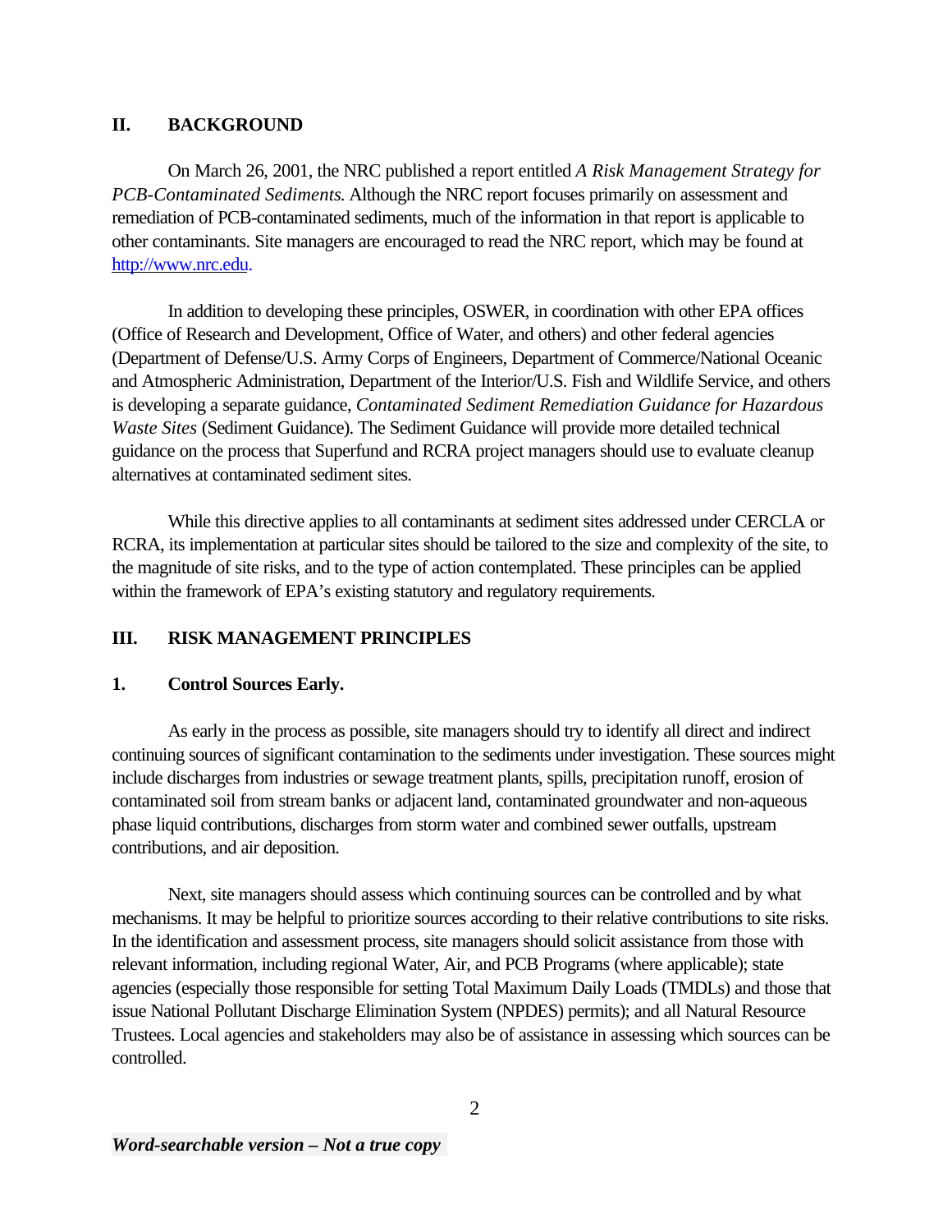## II. BACKGROUND

On March 26, 2001, the NRC published a report entitled *A Risk Management Strategy for PCB-Contaminated Sediments.* Although the NRC report focuses primarily on assessment and remediation of PCB-contaminated sediments, much of the information in that report is applicable to other contaminants. Site managers are encouraged to read the NRC report, which may be found at http://www.nrc.edu.

In addition to developing these principles, OSWER, in coordination with other EPA offices (Office of Research and Development, Office of Water, and others) and other federal agencies (Department of Defense/U.S. Army Corps of Engineers, Department of Commerce/National Oceanic and Atmospheric Administration, Department of the Interior/U.S. Fish and Wildlife Service, and others is developing a separate guidance, *Contaminated Sediment Remediation Guidance for Hazardous Waste Sites* (Sediment Guidance). The Sediment Guidance will provide more detailed technical guidance on the process that Superfund and RCRA project managers should use to evaluate cleanup alternatives at contaminated sediment sites.

While this directive applies to all contaminants at sediment sites addressed under CERCLA or RCRA, its implementation at particular sites should be tailored to the size and complexity of the site, to the magnitude of site risks, and to the type of action contemplated. These principles can be applied within the framework of EPA's existing statutory and regulatory requirements.

## III. RISK MANAGEMENT PRINCIPLES

### 1. Control Sources Early.

As early in the process as possible, site managers should try to identify all direct and indirect continuing sources of significant contamination to the sediments under investigation. These sources might include discharges from industries or sewage treatment plants, spills, precipitation runoff, erosion of contaminated soil from stream banks or adjacent land, contaminated groundwater and non-aqueous phase liquid contributions, discharges from storm water and combined sewer outfalls, upstream contributions, and air deposition.

Next, site managers should assess which continuing sources can be controlled and by what mechanisms. It may be helpful to prioritize sources according to their relative contributions to site risks. In the identification and assessment process, site managers should solicit assistance from those with relevant information, including regional Water, Air, and PCB Programs (where applicable); state agencies (especially those responsible for setting Total Maximum Daily Loads (TMDLs) and those that issue National Pollutant Discharge Elimination System (NPDES) permits); and all Natural Resource Trustees. Local agencies and stakeholders may also be of assistance in assessing which sources can be controlled.

***Word-searchable version – Not a true copy***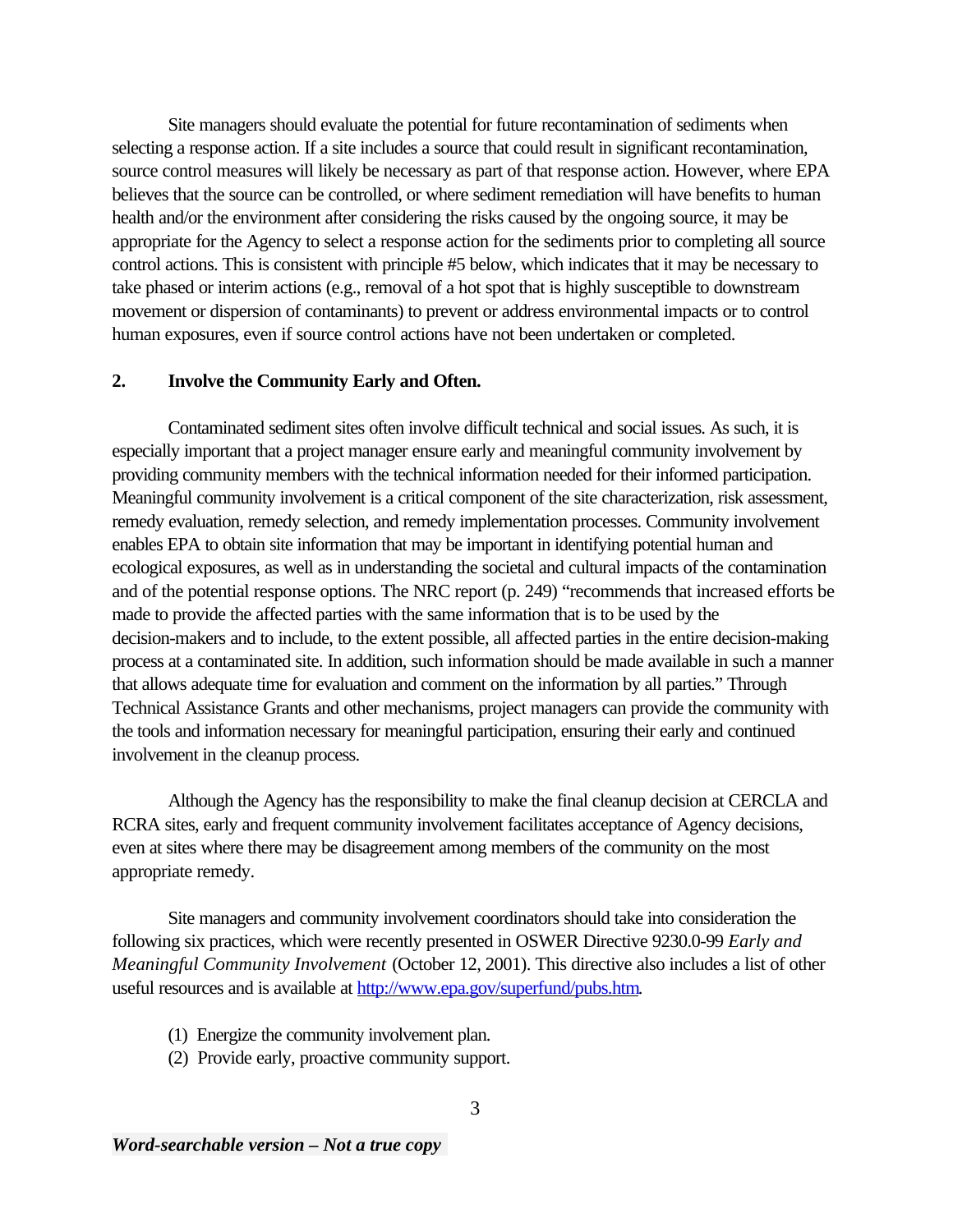Site managers should evaluate the potential for future recontamination of sediments when selecting a response action. If a site includes a source that could result in significant recontamination, source control measures will likely be necessary as part of that response action. However, where EPA believes that the source can be controlled, or where sediment remediation will have benefits to human health and/or the environment after considering the risks caused by the ongoing source, it may be appropriate for the Agency to select a response action for the sediments prior to completing all source control actions. This is consistent with principle #5 below, which indicates that it may be necessary to take phased or interim actions (e.g., removal of a hot spot that is highly susceptible to downstream movement or dispersion of contaminants) to prevent or address environmental impacts or to control human exposures, even if source control actions have not been undertaken or completed.

**2. Involve the Community Early and Often.**

Contaminated sediment sites often involve difficult technical and social issues. As such, it is especially important that a project manager ensure early and meaningful community involvement by providing community members with the technical information needed for their informed participation. Meaningful community involvement is a critical component of the site characterization, risk assessment, remedy evaluation, remedy selection, and remedy implementation processes. Community involvement enables EPA to obtain site information that may be important in identifying potential human and ecological exposures, as well as in understanding the societal and cultural impacts of the contamination and of the potential response options. The NRC report (p. 249) "recommends that increased efforts be made to provide the affected parties with the same information that is to be used by the decision-makers and to include, to the extent possible, all affected parties in the entire decision-making process at a contaminated site. In addition, such information should be made available in such a manner that allows adequate time for evaluation and comment on the information by all parties." Through Technical Assistance Grants and other mechanisms, project managers can provide the community with the tools and information necessary for meaningful participation, ensuring their early and continued involvement in the cleanup process.

Although the Agency has the responsibility to make the final cleanup decision at CERCLA and RCRA sites, early and frequent community involvement facilitates acceptance of Agency decisions, even at sites where there may be disagreement among members of the community on the most appropriate remedy.

Site managers and community involvement coordinators should take into consideration the following six practices, which were recently presented in OSWER Directive 9230.0-99 *Early and Meaningful Community Involvement* (October 12, 2001). This directive also includes a list of other useful resources and is available at http://www.epa.gov/superfund/pubs.htm.

(1) Energize the community involvement plan.
(2) Provide early, proactive community support.

***Word-searchable version – Not a true copy***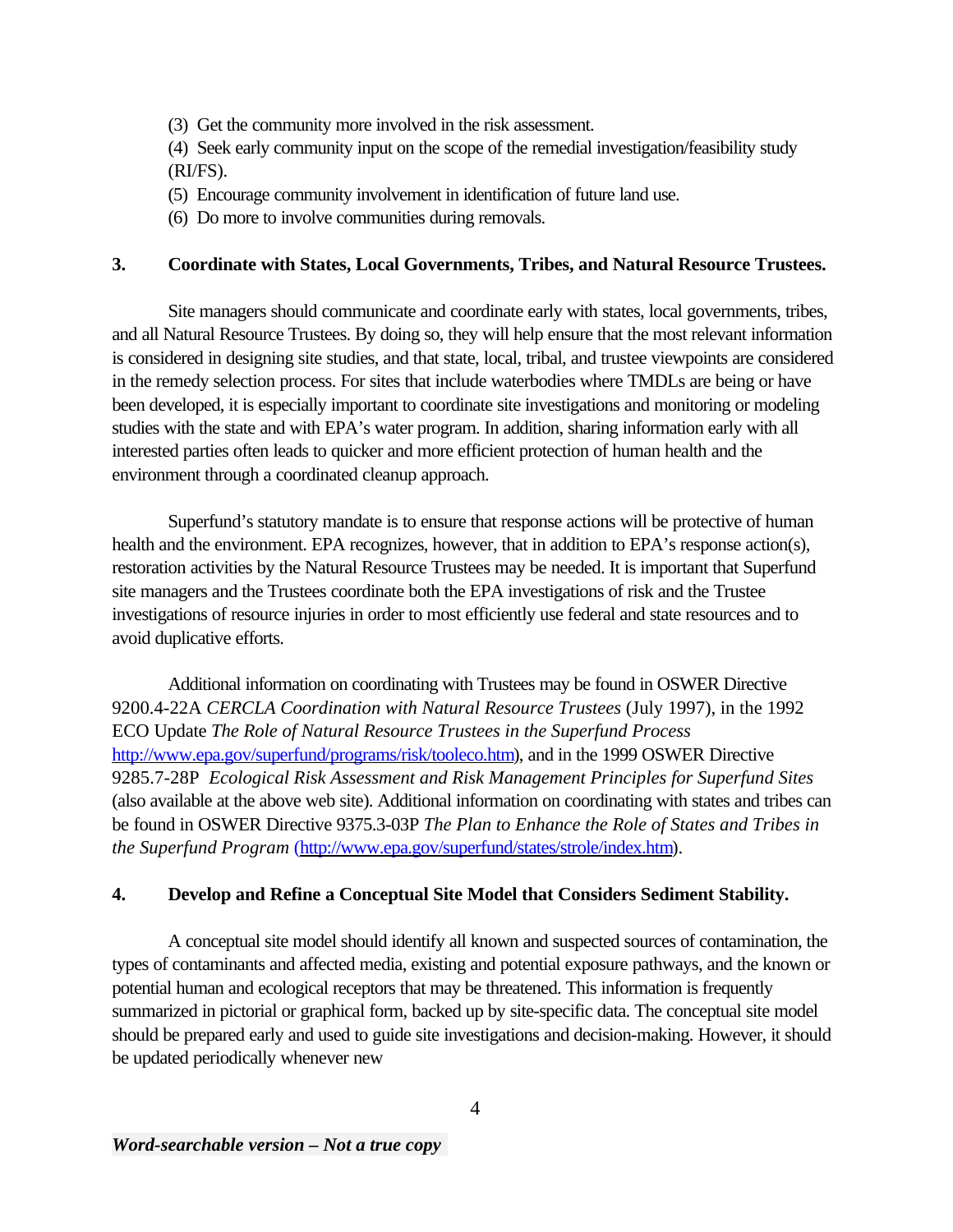(3) Get the community more involved in the risk assessment.

(4) Seek early community input on the scope of the remedial investigation/feasibility study (RI/FS).

(5) Encourage community involvement in identification of future land use.

(6) Do more to involve communities during removals.

## 3. Coordinate with States, Local Governments, Tribes, and Natural Resource Trustees.

Site managers should communicate and coordinate early with states, local governments, tribes, and all Natural Resource Trustees. By doing so, they will help ensure that the most relevant information is considered in designing site studies, and that state, local, tribal, and trustee viewpoints are considered in the remedy selection process. For sites that include waterbodies where TMDLs are being or have been developed, it is especially important to coordinate site investigations and monitoring or modeling studies with the state and with EPA's water program. In addition, sharing information early with all interested parties often leads to quicker and more efficient protection of human health and the environment through a coordinated cleanup approach.

Superfund's statutory mandate is to ensure that response actions will be protective of human health and the environment. EPA recognizes, however, that in addition to EPA's response action(s), restoration activities by the Natural Resource Trustees may be needed. It is important that Superfund site managers and the Trustees coordinate both the EPA investigations of risk and the Trustee investigations of resource injuries in order to most efficiently use federal and state resources and to avoid duplicative efforts.

Additional information on coordinating with Trustees may be found in OSWER Directive 9200.4-22A *CERCLA Coordination with Natural Resource Trustees* (July 1997), in the 1992 ECO Update *The Role of Natural Resource Trustees in the Superfund Process* http://www.epa.gov/superfund/programs/risk/tooleco.htm), and in the 1999 OSWER Directive 9285.7-28P *Ecological Risk Assessment and Risk Management Principles for Superfund Sites* (also available at the above web site). Additional information on coordinating with states and tribes can be found in OSWER Directive 9375.3-03P *The Plan to Enhance the Role of States and Tribes in the Superfund Program* (http://www.epa.gov/superfund/states/strole/index.htm).

## 4. Develop and Refine a Conceptual Site Model that Considers Sediment Stability.

A conceptual site model should identify all known and suspected sources of contamination, the types of contaminants and affected media, existing and potential exposure pathways, and the known or potential human and ecological receptors that may be threatened. This information is frequently summarized in pictorial or graphical form, backed up by site-specific data. The conceptual site model should be prepared early and used to guide site investigations and decision-making. However, it should be updated periodically whenever new

*Word-searchable version – Not a true copy*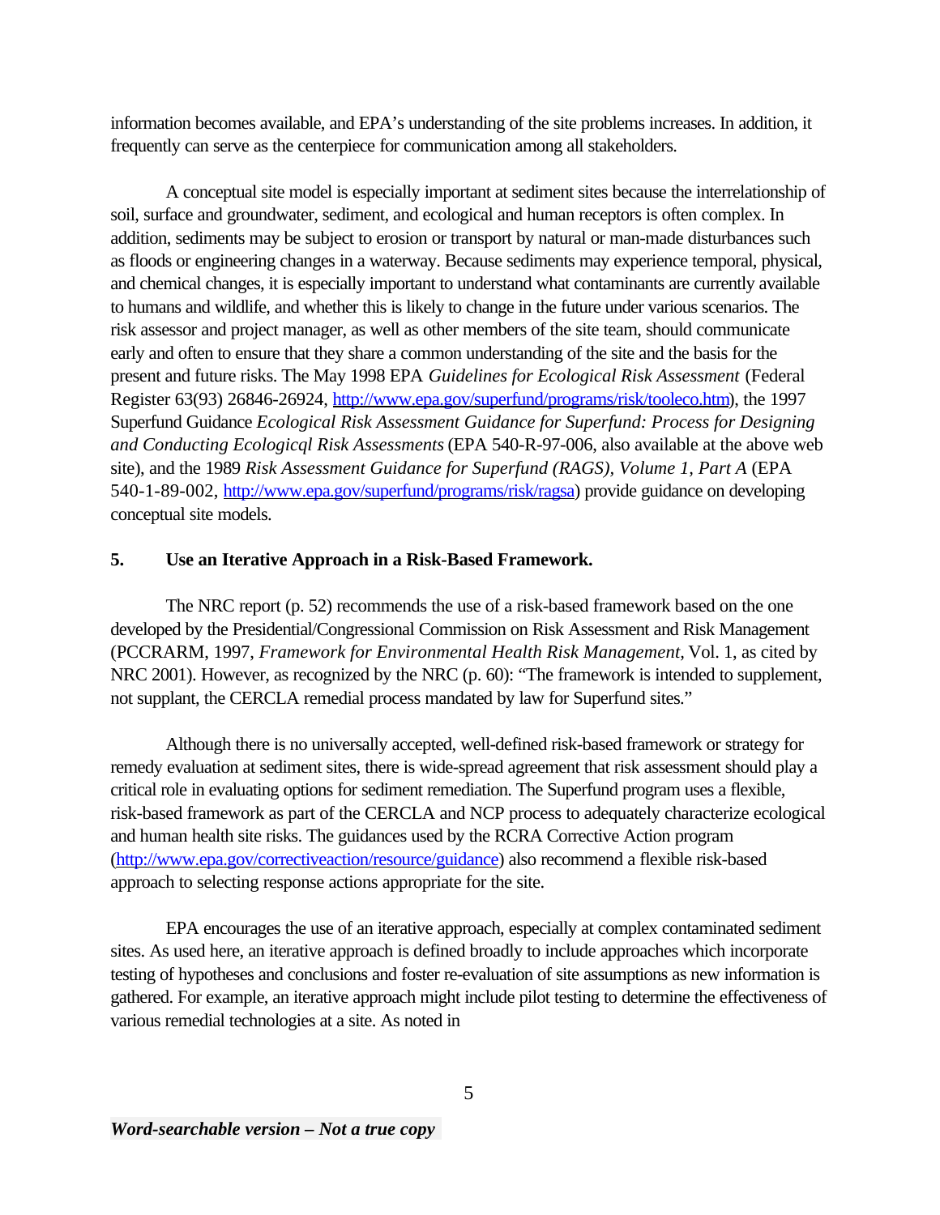information becomes available, and EPA's understanding of the site problems increases. In addition, it frequently can serve as the centerpiece for communication among all stakeholders.

A conceptual site model is especially important at sediment sites because the interrelationship of soil, surface and groundwater, sediment, and ecological and human receptors is often complex. In addition, sediments may be subject to erosion or transport by natural or man-made disturbances such as floods or engineering changes in a waterway. Because sediments may experience temporal, physical, and chemical changes, it is especially important to understand what contaminants are currently available to humans and wildlife, and whether this is likely to change in the future under various scenarios. The risk assessor and project manager, as well as other members of the site team, should communicate early and often to ensure that they share a common understanding of the site and the basis for the present and future risks. The May 1998 EPA *Guidelines for Ecological Risk Assessment* (Federal Register 63(93) 26846-26924, http://www.epa.gov/superfund/programs/risk/tooleco.htm), the 1997 Superfund Guidance *Ecological Risk Assessment Guidance for Superfund: Process for Designing and Conducting Ecologicql Risk Assessments* (EPA 540-R-97-006, also available at the above web site), and the 1989 *Risk Assessment Guidance for Superfund (RAGS), Volume 1, Part A* (EPA 540-1-89-002, http://www.epa.gov/superfund/programs/risk/ragsa) provide guidance on developing conceptual site models.

## 5. Use an Iterative Approach in a Risk-Based Framework.

The NRC report (p. 52) recommends the use of a risk-based framework based on the one developed by the Presidential/Congressional Commission on Risk Assessment and Risk Management (PCCRARM, 1997, *Framework for Environmental Health Risk Management*, Vol. 1, as cited by NRC 2001). However, as recognized by the NRC (p. 60): "The framework is intended to supplement, not supplant, the CERCLA remedial process mandated by law for Superfund sites."

Although there is no universally accepted, well-defined risk-based framework or strategy for remedy evaluation at sediment sites, there is wide-spread agreement that risk assessment should play a critical role in evaluating options for sediment remediation. The Superfund program uses a flexible, risk-based framework as part of the CERCLA and NCP process to adequately characterize ecological and human health site risks. The guidances used by the RCRA Corrective Action program (http://www.epa.gov/correctiveaction/resource/guidance) also recommend a flexible risk-based approach to selecting response actions appropriate for the site.

EPA encourages the use of an iterative approach, especially at complex contaminated sediment sites. As used here, an iterative approach is defined broadly to include approaches which incorporate testing of hypotheses and conclusions and foster re-evaluation of site assumptions as new information is gathered. For example, an iterative approach might include pilot testing to determine the effectiveness of various remedial technologies at a site. As noted in

*Word-searchable version – Not a true copy*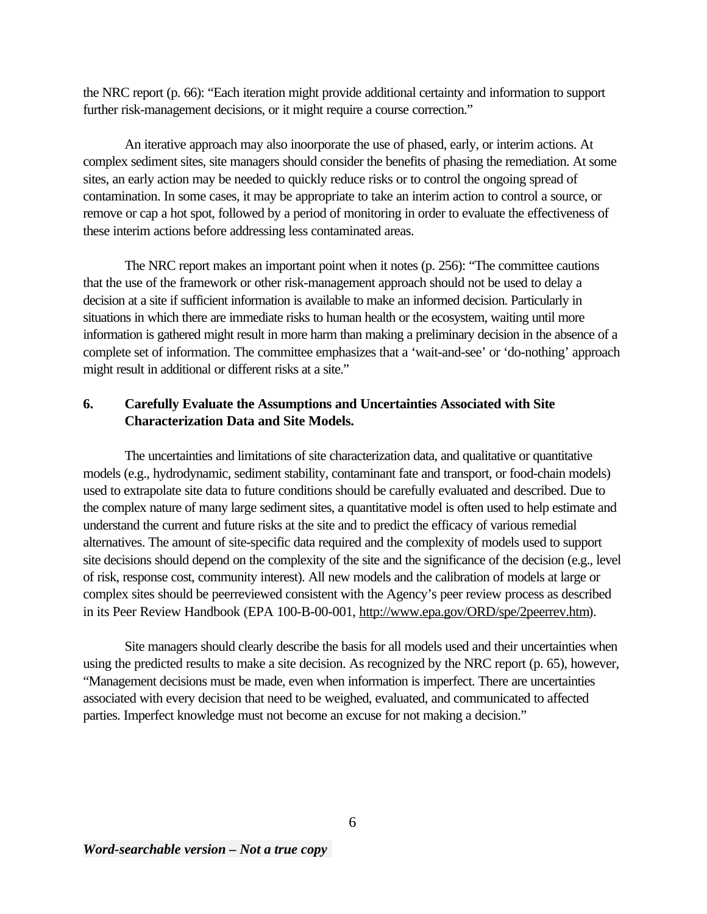the NRC report (p. 66): "Each iteration might provide additional certainty and information to support further risk-management decisions, or it might require a course correction."

An iterative approach may also inoorporate the use of phased, early, or interim actions. At complex sediment sites, site managers should consider the benefits of phasing the remediation. At some sites, an early action may be needed to quickly reduce risks or to control the ongoing spread of contamination. In some cases, it may be appropriate to take an interim action to control a source, or remove or cap a hot spot, followed by a period of monitoring in order to evaluate the effectiveness of these interim actions before addressing less contaminated areas.

The NRC report makes an important point when it notes (p. 256): "The committee cautions that the use of the framework or other risk-management approach should not be used to delay a decision at a site if sufficient information is available to make an informed decision. Particularly in situations in which there are immediate risks to human health or the ecosystem, waiting until more information is gathered might result in more harm than making a preliminary decision in the absence of a complete set of information. The committee emphasizes that a 'wait-and-see' or 'do-nothing' approach might result in additional or different risks at a site."

**6. Carefully Evaluate the Assumptions and Uncertainties Associated with Site Characterization Data and Site Models.**

The uncertainties and limitations of site characterization data, and qualitative or quantitative models (e.g., hydrodynamic, sediment stability, contaminant fate and transport, or food-chain models) used to extrapolate site data to future conditions should be carefully evaluated and described. Due to the complex nature of many large sediment sites, a quantitative model is often used to help estimate and understand the current and future risks at the site and to predict the efficacy of various remedial alternatives. The amount of site-specific data required and the complexity of models used to support site decisions should depend on the complexity of the site and the significance of the decision (e.g., level of risk, response cost, community interest). All new models and the calibration of models at large or complex sites should be peerreviewed consistent with the Agency's peer review process as described in its Peer Review Handbook (EPA 100-B-00-001, http://www.epa.gov/ORD/spe/2peerrev.htm).

Site managers should clearly describe the basis for all models used and their uncertainties when using the predicted results to make a site decision. As recognized by the NRC report (p. 65), however, "Management decisions must be made, even when information is imperfect. There are uncertainties associated with every decision that need to be weighed, evaluated, and communicated to affected parties. Imperfect knowledge must not become an excuse for not making a decision."

***Word-searchable version – Not a true copy***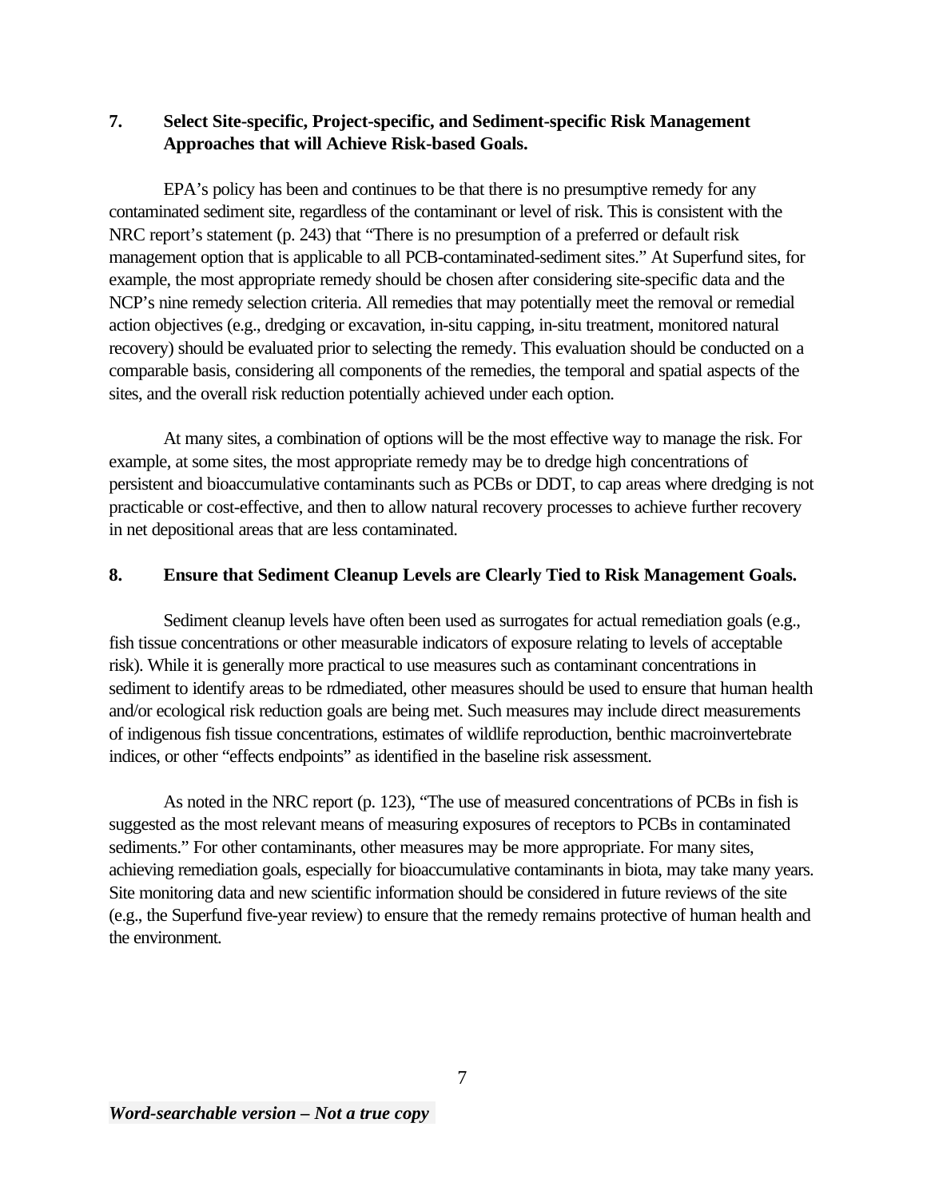**7. Select Site-specific, Project-specific, and Sediment-specific Risk Management Approaches that will Achieve Risk-based Goals.**

EPA's policy has been and continues to be that there is no presumptive remedy for any contaminated sediment site, regardless of the contaminant or level of risk. This is consistent with the NRC report's statement (p. 243) that "There is no presumption of a preferred or default risk management option that is applicable to all PCB-contaminated-sediment sites." At Superfund sites, for example, the most appropriate remedy should be chosen after considering site-specific data and the NCP's nine remedy selection criteria. All remedies that may potentially meet the removal or remedial action objectives (e.g., dredging or excavation, in-situ capping, in-situ treatment, monitored natural recovery) should be evaluated prior to selecting the remedy. This evaluation should be conducted on a comparable basis, considering all components of the remedies, the temporal and spatial aspects of the sites, and the overall risk reduction potentially achieved under each option.

At many sites, a combination of options will be the most effective way to manage the risk. For example, at some sites, the most appropriate remedy may be to dredge high concentrations of persistent and bioaccumulative contaminants such as PCBs or DDT, to cap areas where dredging is not practicable or cost-effective, and then to allow natural recovery processes to achieve further recovery in net depositional areas that are less contaminated.

**8. Ensure that Sediment Cleanup Levels are Clearly Tied to Risk Management Goals.**

Sediment cleanup levels have often been used as surrogates for actual remediation goals (e.g., fish tissue concentrations or other measurable indicators of exposure relating to levels of acceptable risk). While it is generally more practical to use measures such as contaminant concentrations in sediment to identify areas to be rdmediated, other measures should be used to ensure that human health and/or ecological risk reduction goals are being met. Such measures may include direct measurements of indigenous fish tissue concentrations, estimates of wildlife reproduction, benthic macroinvertebrate indices, or other "effects endpoints" as identified in the baseline risk assessment.

As noted in the NRC report (p. 123), "The use of measured concentrations of PCBs in fish is suggested as the most relevant means of measuring exposures of receptors to PCBs in contaminated sediments." For other contaminants, other measures may be more appropriate. For many sites, achieving remediation goals, especially for bioaccumulative contaminants in biota, may take many years. Site monitoring data and new scientific information should be considered in future reviews of the site (e.g., the Superfund five-year review) to ensure that the remedy remains protective of human health and the environment.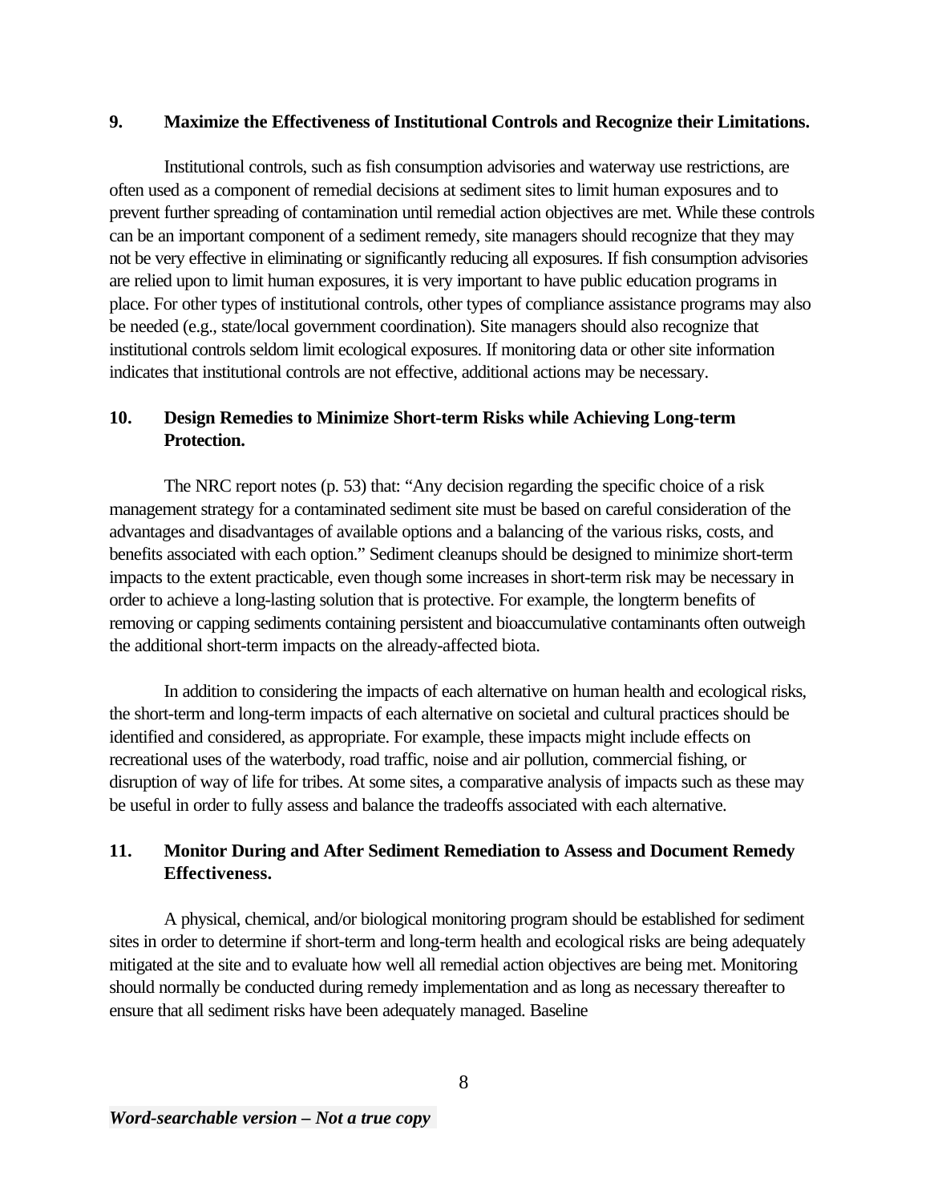### 9. Maximize the Effectiveness of Institutional Controls and Recognize their Limitations.

Institutional controls, such as fish consumption advisories and waterway use restrictions, are often used as a component of remedial decisions at sediment sites to limit human exposures and to prevent further spreading of contamination until remedial action objectives are met. While these controls can be an important component of a sediment remedy, site managers should recognize that they may not be very effective in eliminating or significantly reducing all exposures. If fish consumption advisories are relied upon to limit human exposures, it is very important to have public education programs in place. For other types of institutional controls, other types of compliance assistance programs may also be needed (e.g., state/local government coordination). Site managers should also recognize that institutional controls seldom limit ecological exposures. If monitoring data or other site information indicates that institutional controls are not effective, additional actions may be necessary.

### 10. Design Remedies to Minimize Short-term Risks while Achieving Long-term Protection.

The NRC report notes (p. 53) that: "Any decision regarding the specific choice of a risk management strategy for a contaminated sediment site must be based on careful consideration of the advantages and disadvantages of available options and a balancing of the various risks, costs, and benefits associated with each option." Sediment cleanups should be designed to minimize short-term impacts to the extent practicable, even though some increases in short-term risk may be necessary in order to achieve a long-lasting solution that is protective. For example, the longterm benefits of removing or capping sediments containing persistent and bioaccumulative contaminants often outweigh the additional short-term impacts on the already-affected biota.

In addition to considering the impacts of each alternative on human health and ecological risks, the short-term and long-term impacts of each alternative on societal and cultural practices should be identified and considered, as appropriate. For example, these impacts might include effects on recreational uses of the waterbody, road traffic, noise and air pollution, commercial fishing, or disruption of way of life for tribes. At some sites, a comparative analysis of impacts such as these may be useful in order to fully assess and balance the tradeoffs associated with each alternative.

### 11. Monitor During and After Sediment Remediation to Assess and Document Remedy Effectiveness.

A physical, chemical, and/or biological monitoring program should be established for sediment sites in order to determine if short-term and long-term health and ecological risks are being adequately mitigated at the site and to evaluate how well all remedial action objectives are being met. Monitoring should normally be conducted during remedy implementation and as long as necessary thereafter to ensure that all sediment risks have been adequately managed. Baseline

***Word-searchable version – Not a true copy***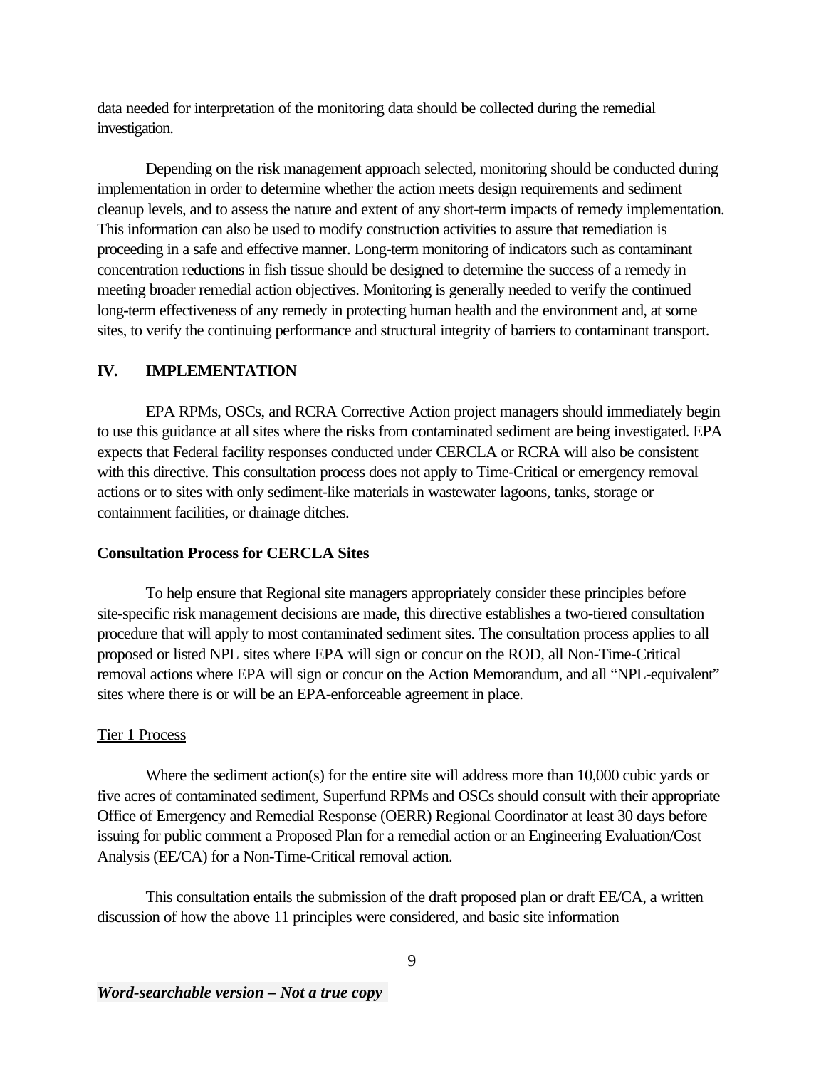data needed for interpretation of the monitoring data should be collected during the remedial investigation.

Depending on the risk management approach selected, monitoring should be conducted during implementation in order to determine whether the action meets design requirements and sediment cleanup levels, and to assess the nature and extent of any short-term impacts of remedy implementation. This information can also be used to modify construction activities to assure that remediation is proceeding in a safe and effective manner. Long-term monitoring of indicators such as contaminant concentration reductions in fish tissue should be designed to determine the success of a remedy in meeting broader remedial action objectives. Monitoring is generally needed to verify the continued long-term effectiveness of any remedy in protecting human health and the environment and, at some sites, to verify the continuing performance and structural integrity of barriers to contaminant transport.

## IV. IMPLEMENTATION

EPA RPMs, OSCs, and RCRA Corrective Action project managers should immediately begin to use this guidance at all sites where the risks from contaminated sediment are being investigated. EPA expects that Federal facility responses conducted under CERCLA or RCRA will also be consistent with this directive. This consultation process does not apply to Time-Critical or emergency removal actions or to sites with only sediment-like materials in wastewater lagoons, tanks, storage or containment facilities, or drainage ditches.

### Consultation Process for CERCLA Sites

To help ensure that Regional site managers appropriately consider these principles before site-specific risk management decisions are made, this directive establishes a two-tiered consultation procedure that will apply to most contaminated sediment sites. The consultation process applies to all proposed or listed NPL sites where EPA will sign or concur on the ROD, all Non-Time-Critical removal actions where EPA will sign or concur on the Action Memorandum, and all "NPL-equivalent" sites where there is or will be an EPA-enforceable agreement in place.

Tier 1 Process

Where the sediment action(s) for the entire site will address more than 10,000 cubic yards or five acres of contaminated sediment, Superfund RPMs and OSCs should consult with their appropriate Office of Emergency and Remedial Response (OERR) Regional Coordinator at least 30 days before issuing for public comment a Proposed Plan for a remedial action or an Engineering Evaluation/Cost Analysis (EE/CA) for a Non-Time-Critical removal action.

This consultation entails the submission of the draft proposed plan or draft EE/CA, a written discussion of how the above 11 principles were considered, and basic site information

***Word-searchable version – Not a true copy***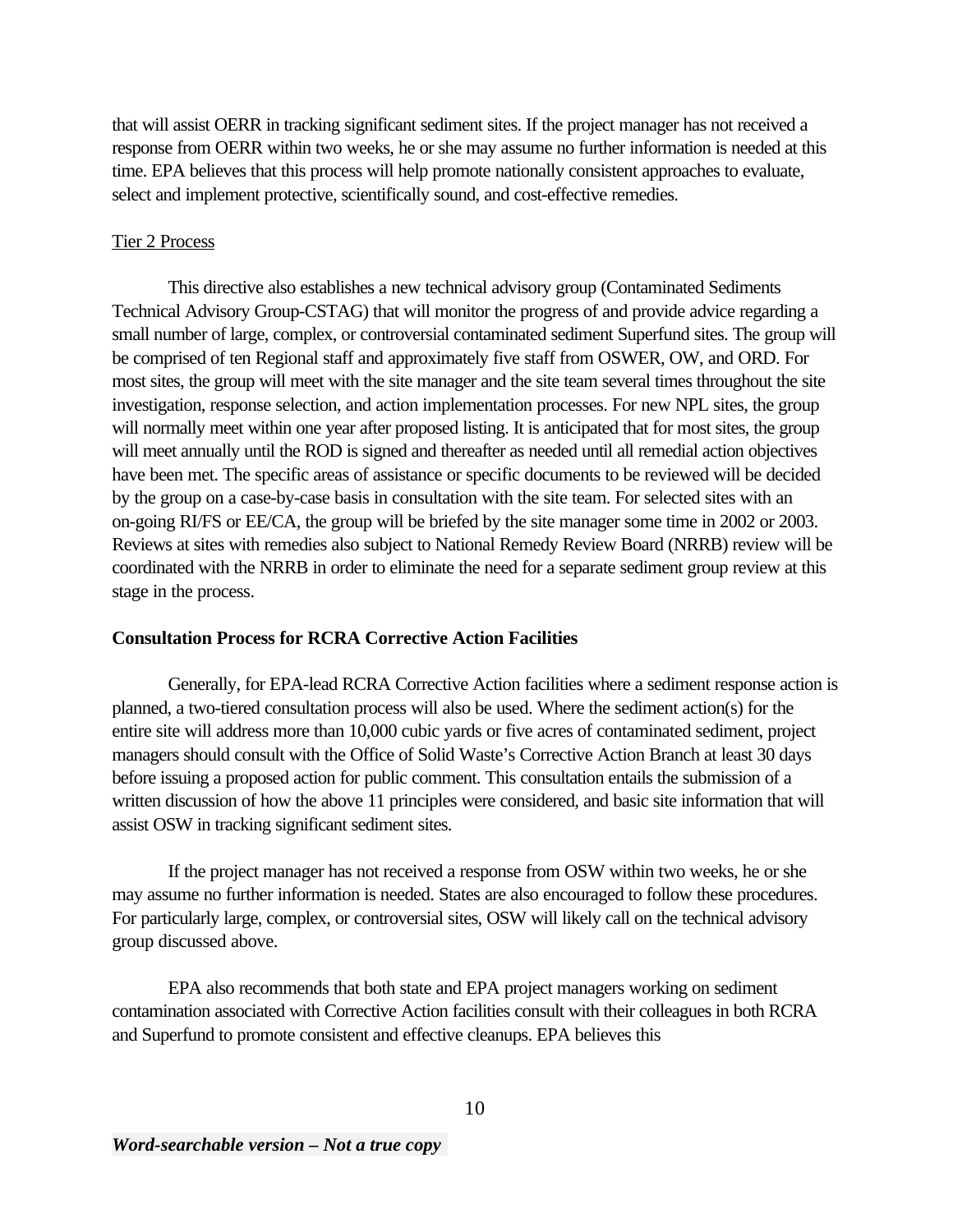that will assist OERR in tracking significant sediment sites. If the project manager has not received a response from OERR within two weeks, he or she may assume no further information is needed at this time. EPA believes that this process will help promote nationally consistent approaches to evaluate, select and implement protective, scientifically sound, and cost-effective remedies.

Tier 2 Process

This directive also establishes a new technical advisory group (Contaminated Sediments Technical Advisory Group-CSTAG) that will monitor the progress of and provide advice regarding a small number of large, complex, or controversial contaminated sediment Superfund sites. The group will be comprised of ten Regional staff and approximately five staff from OSWER, OW, and ORD. For most sites, the group will meet with the site manager and the site team several times throughout the site investigation, response selection, and action implementation processes. For new NPL sites, the group will normally meet within one year after proposed listing. It is anticipated that for most sites, the group will meet annually until the ROD is signed and thereafter as needed until all remedial action objectives have been met. The specific areas of assistance or specific documents to be reviewed will be decided by the group on a case-by-case basis in consultation with the site team. For selected sites with an on-going RI/FS or EE/CA, the group will be briefed by the site manager some time in 2002 or 2003. Reviews at sites with remedies also subject to National Remedy Review Board (NRRB) review will be coordinated with the NRRB in order to eliminate the need for a separate sediment group review at this stage in the process.

**Consultation Process for RCRA Corrective Action Facilities**

Generally, for EPA-lead RCRA Corrective Action facilities where a sediment response action is planned, a two-tiered consultation process will also be used. Where the sediment action(s) for the entire site will address more than 10,000 cubic yards or five acres of contaminated sediment, project managers should consult with the Office of Solid Waste's Corrective Action Branch at least 30 days before issuing a proposed action for public comment. This consultation entails the submission of a written discussion of how the above 11 principles were considered, and basic site information that will assist OSW in tracking significant sediment sites.

If the project manager has not received a response from OSW within two weeks, he or she may assume no further information is needed. States are also encouraged to follow these procedures. For particularly large, complex, or controversial sites, OSW will likely call on the technical advisory group discussed above.

EPA also recommends that both state and EPA project managers working on sediment contamination associated with Corrective Action facilities consult with their colleagues in both RCRA and Superfund to promote consistent and effective cleanups. EPA believes this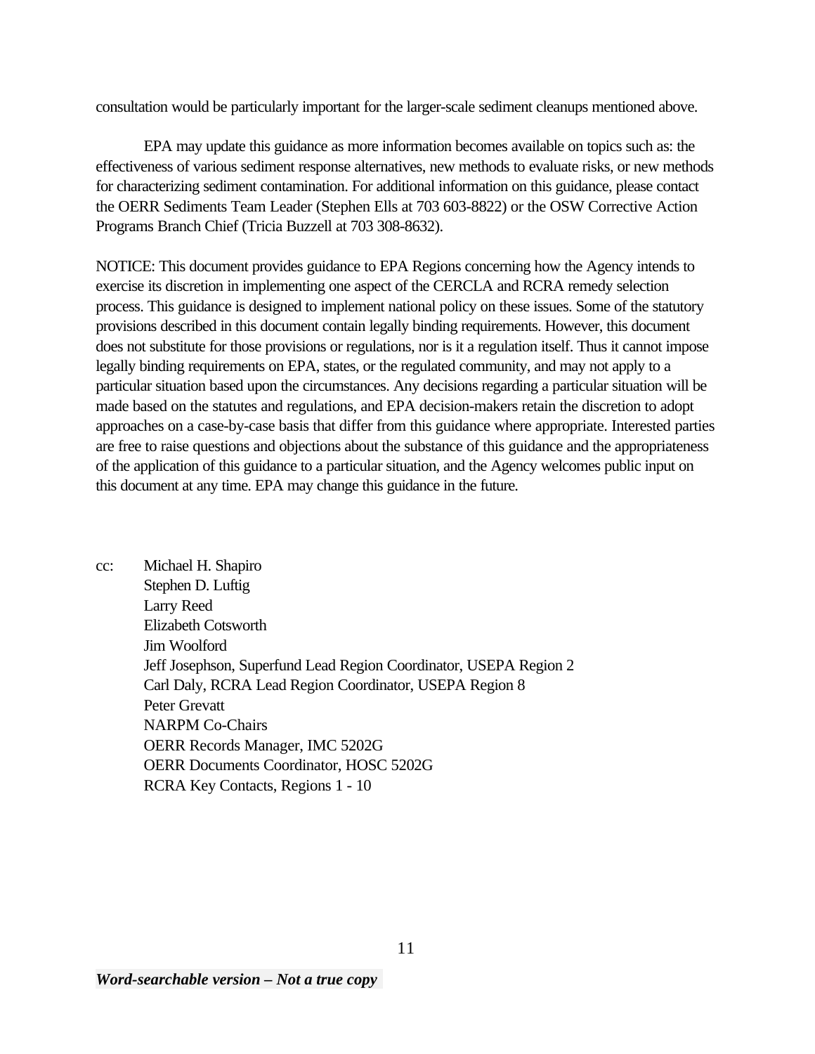consultation would be particularly important for the larger-scale sediment cleanups mentioned above.

EPA may update this guidance as more information becomes available on topics such as: the effectiveness of various sediment response alternatives, new methods to evaluate risks, or new methods for characterizing sediment contamination. For additional information on this guidance, please contact the OERR Sediments Team Leader (Stephen Ells at 703 603-8822) or the OSW Corrective Action Programs Branch Chief (Tricia Buzzell at 703 308-8632).

NOTICE: This document provides guidance to EPA Regions concerning how the Agency intends to exercise its discretion in implementing one aspect of the CERCLA and RCRA remedy selection process. This guidance is designed to implement national policy on these issues. Some of the statutory provisions described in this document contain legally binding requirements. However, this document does not substitute for those provisions or regulations, nor is it a regulation itself. Thus it cannot impose legally binding requirements on EPA, states, or the regulated community, and may not apply to a particular situation based upon the circumstances. Any decisions regarding a particular situation will be made based on the statutes and regulations, and EPA decision-makers retain the discretion to adopt approaches on a case-by-case basis that differ from this guidance where appropriate. Interested parties are free to raise questions and objections about the substance of this guidance and the appropriateness of the application of this guidance to a particular situation, and the Agency welcomes public input on this document at any time. EPA may change this guidance in the future.

cc: Michael H. Shapiro
Stephen D. Luftig
Larry Reed
Elizabeth Cotsworth
Jim Woolford
Jeff Josephson, Superfund Lead Region Coordinator, USEPA Region 2
Carl Daly, RCRA Lead Region Coordinator, USEPA Region 8
Peter Grevatt
NARPM Co-Chairs
OERR Records Manager, IMC 5202G
OERR Documents Coordinator, HOSC 5202G
RCRA Key Contacts, Regions 1 - 10

***Word-searchable version – Not a true copy***